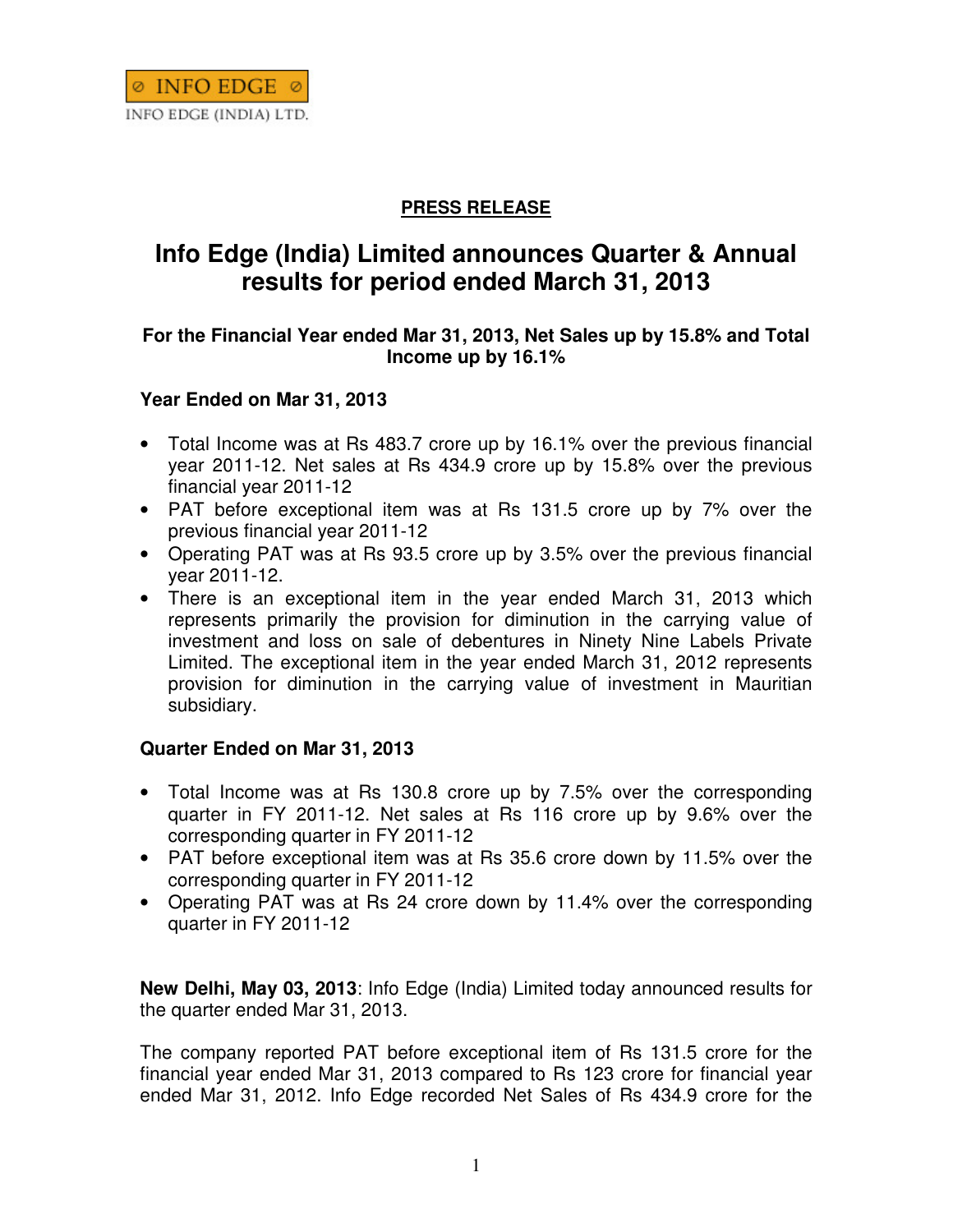INFO EDGE

INFO EDGE (INDIA) LTD.

**PRESS RELEASE**

# Info Edge (India) Limited announces Quarter & Annual results for period ended March 31, 2013

### For the Financial Year ended Mar 31, 2013, Net Sales up by 15.8% and Total Income up by 16.1%

### Year Ended on Mar 31, 2013

- Total Income was at Rs 483.7 crore up by 16.1% over the previous financial year 2011-12. Net sales at Rs 434.9 crore up by 15.8% over the previous financial year 2011-12
- PAT before exceptional item was at Rs 131.5 crore up by 7% over the previous financial year 2011-12
- Operating PAT was at Rs 93.5 crore up by 3.5% over the previous financial year 2011-12.
- There is an exceptional item in the year ended March 31, 2013 which represents primarily the provision for diminution in the carrying value of investment and loss on sale of debentures in Ninety Nine Labels Private Limited. The exceptional item in the year ended March 31, 2012 represents provision for diminution in the carrying value of investment in Mauritian subsidiary.

### Quarter Ended on Mar 31, 2013

- Total Income was at Rs 130.8 crore up by 7.5% over the corresponding quarter in FY 2011-12. Net sales at Rs 116 crore up by 9.6% over the corresponding quarter in FY 2011-12
- PAT before exceptional item was at Rs 35.6 crore down by 11.5% over the corresponding quarter in FY 2011-12
- Operating PAT was at Rs 24 crore down by 11.4% over the corresponding quarter in FY 2011-12

**New Delhi, May 03, 2013**: Info Edge (India) Limited today announced results for the quarter ended Mar 31, 2013.

The company reported PAT before exceptional item of Rs 131.5 crore for the financial year ended Mar 31, 2013 compared to Rs 123 crore for financial year ended Mar 31, 2012. Info Edge recorded Net Sales of Rs 434.9 crore for the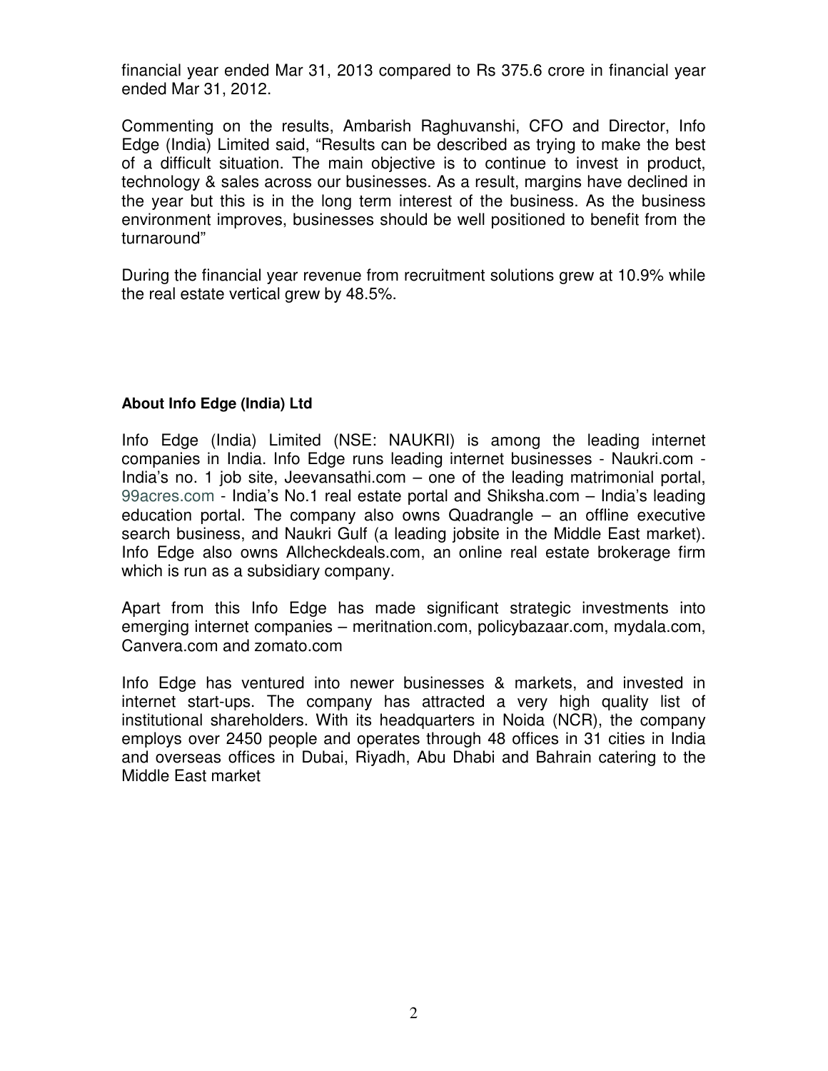financial year ended Mar 31, 2013 compared to Rs 375.6 crore in financial year ended Mar 31, 2012.

Commenting on the results, Ambarish Raghuvanshi, CFO and Director, Info Edge (India) Limited said, "Results can be described as trying to make the best of a difficult situation. The main objective is to continue to invest in product, technology & sales across our businesses. As a result, margins have declined in the year but this is in the long term interest of the business. As the business environment improves, businesses should be well positioned to benefit from the turnaround"

During the financial year revenue from recruitment solutions grew at 10.9% while the real estate vertical grew by 48.5%.

**About Info Edge (India) Ltd**

Info Edge (India) Limited (NSE: NAUKRI) is among the leading internet companies in India. Info Edge runs leading internet businesses - Naukri.com - India's no. 1 job site, Jeevansathi.com – one of the leading matrimonial portal, 99acres.com - India's No.1 real estate portal and Shiksha.com – India's leading education portal. The company also owns Quadrangle – an offline executive search business, and Naukri Gulf (a leading jobsite in the Middle East market). Info Edge also owns Allcheckdeals.com, an online real estate brokerage firm which is run as a subsidiary company.

Apart from this Info Edge has made significant strategic investments into emerging internet companies – meritnation.com, policybazaar.com, mydala.com, Canvera.com and zomato.com

Info Edge has ventured into newer businesses & markets, and invested in internet start-ups. The company has attracted a very high quality list of institutional shareholders. With its headquarters in Noida (NCR), the company employs over 2450 people and operates through 48 offices in 31 cities in India and overseas offices in Dubai, Riyadh, Abu Dhabi and Bahrain catering to the Middle East market